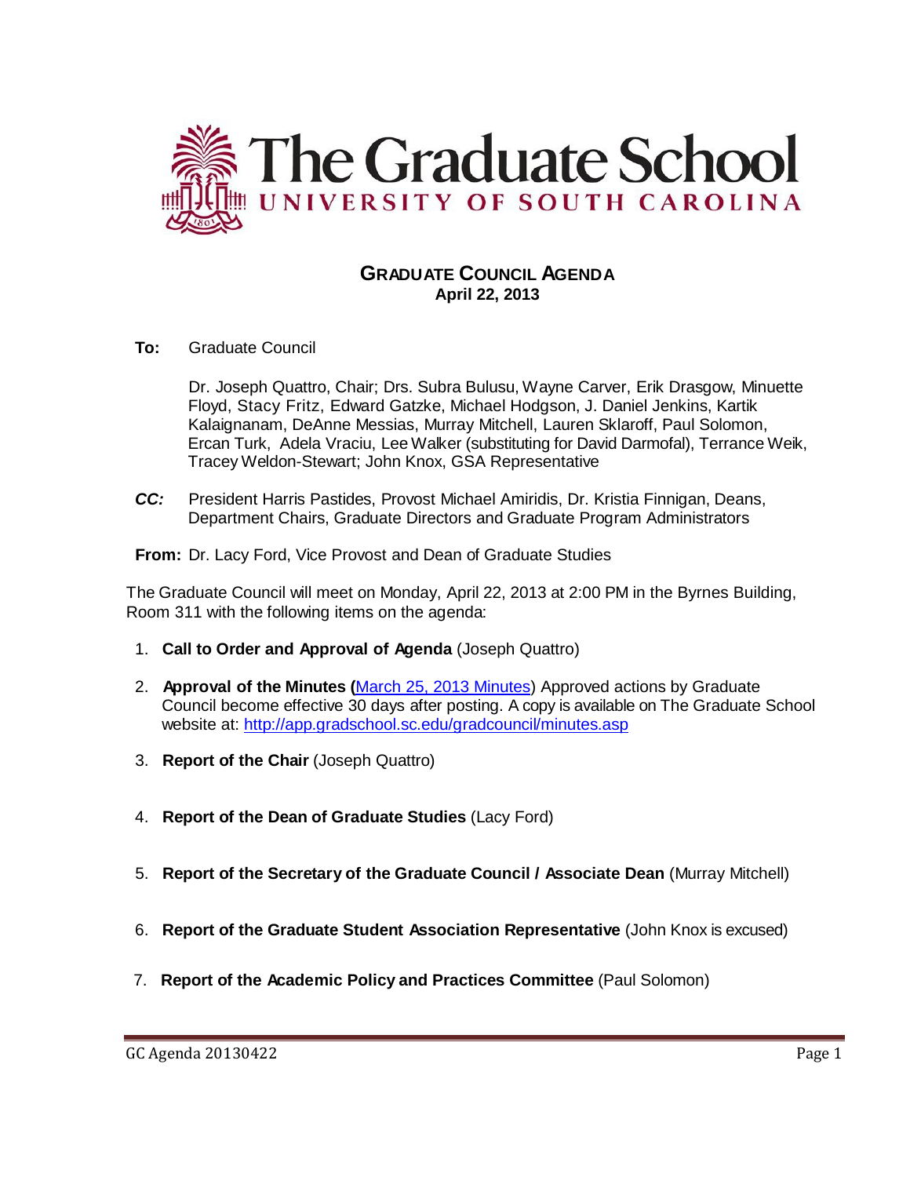# The Graduate School
UNIVERSITY OF SOUTH CAROLINA

## GRADUATE COUNCIL AGENDA
**April 22, 2013**

**To:** Graduate Council

Dr. Joseph Quattro, Chair; Drs. Subra Bulusu, Wayne Carver, Erik Drasgow, Minuette Floyd, Stacy Fritz, Edward Gatzke, Michael Hodgson, J. Daniel Jenkins, Kartik Kalaignanam, DeAnne Messias, Murray Mitchell, Lauren Sklaroff, Paul Solomon, Ercan Turk, Adela Vraciu, Lee Walker (substituting for David Darmofal), Terrance Weik, Tracey Weldon-Stewart; John Knox, GSA Representative

***CC:*** President Harris Pastides, Provost Michael Amiridis, Dr. Kristia Finnigan, Deans, Department Chairs, Graduate Directors and Graduate Program Administrators

**From:** Dr. Lacy Ford, Vice Provost and Dean of Graduate Studies

The Graduate Council will meet on Monday, April 22, 2013 at 2:00 PM in the Byrnes Building, Room 311 with the following items on the agenda:

1. **Call to Order and Approval of Agenda** (Joseph Quattro)
2. **Approval of the Minutes (**[March 25, 2013 Minutes]) Approved actions by Graduate Council become effective 30 days after posting. A copy is available on The Graduate School website at: http://app.gradschool.sc.edu/gradcouncil/minutes.asp
3. **Report of the Chair** (Joseph Quattro)
4. **Report of the Dean of Graduate Studies** (Lacy Ford)
5. **Report of the Secretary of the Graduate Council / Associate Dean** (Murray Mitchell)
6. **Report of the Graduate Student Association Representative** (John Knox is excused)
7. **Report of the Academic Policy and Practices Committee** (Paul Solomon)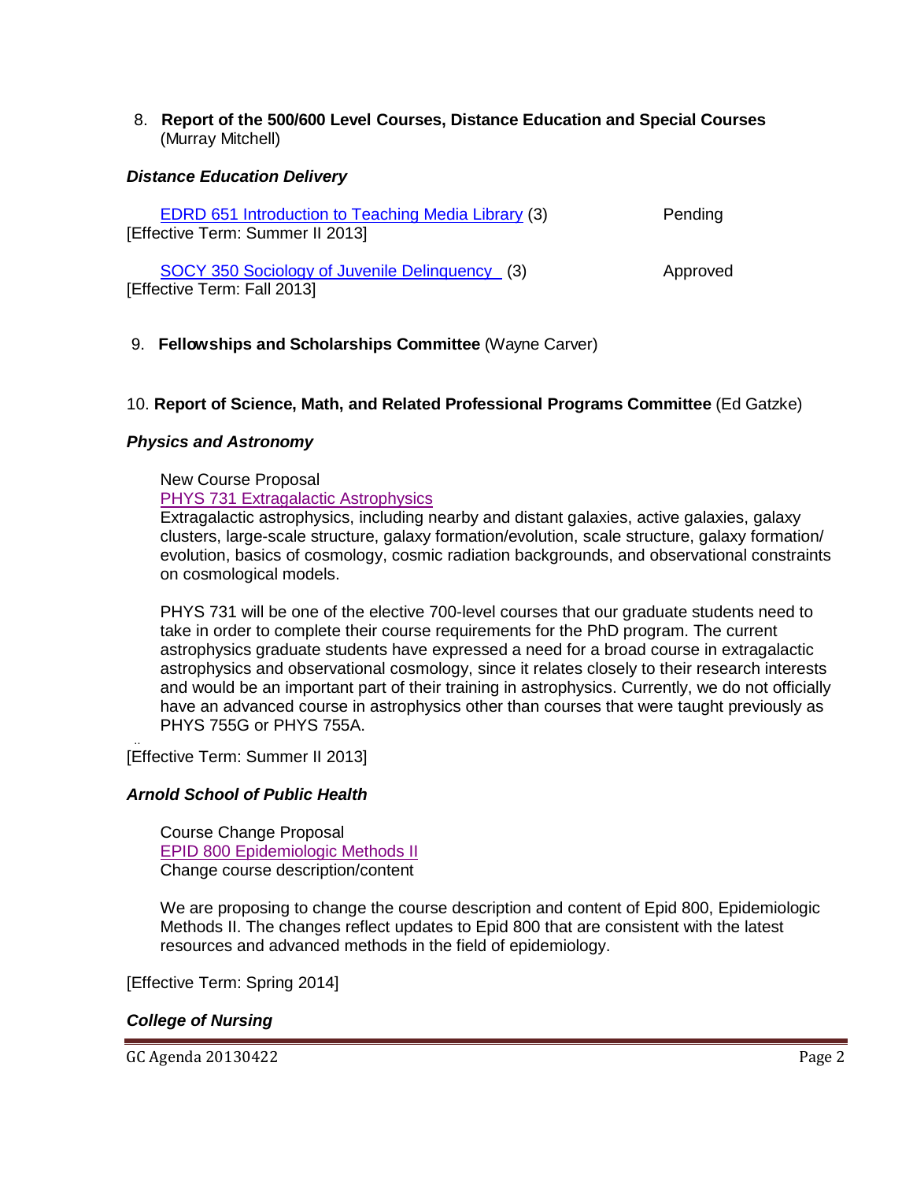8. **Report of the 500/600 Level Courses, Distance Education and Special Courses** (Murray Mitchell)

***Distance Education Delivery***

EDRD 651 Introduction to Teaching Media Library (3) Pending
[Effective Term: Summer II 2013]

SOCY 350 Sociology of Juvenile Delinquency (3) Approved
[Effective Term: Fall 2013]

9. **Fellowships and Scholarships Committee** (Wayne Carver)

10. **Report of Science, Math, and Related Professional Programs Committee** (Ed Gatzke)

***Physics and Astronomy***

New Course Proposal
PHYS 731 Extragalactic Astrophysics
Extragalactic astrophysics, including nearby and distant galaxies, active galaxies, galaxy clusters, large-scale structure, galaxy formation/evolution, scale structure, galaxy formation/ evolution, basics of cosmology, cosmic radiation backgrounds, and observational constraints on cosmological models.

PHYS 731 will be one of the elective 700-level courses that our graduate students need to take in order to complete their course requirements for the PhD program. The current astrophysics graduate students have expressed a need for a broad course in extragalactic astrophysics and observational cosmology, since it relates closely to their research interests and would be an important part of their training in astrophysics. Currently, we do not officially have an advanced course in astrophysics other than courses that were taught previously as PHYS 755G or PHYS 755A.

[Effective Term: Summer II 2013]

***Arnold School of Public Health***

Course Change Proposal
EPID 800 Epidemiologic Methods II
Change course description/content

We are proposing to change the course description and content of Epid 800, Epidemiologic Methods II. The changes reflect updates to Epid 800 that are consistent with the latest resources and advanced methods in the field of epidemiology.

[Effective Term: Spring 2014]

***College of Nursing***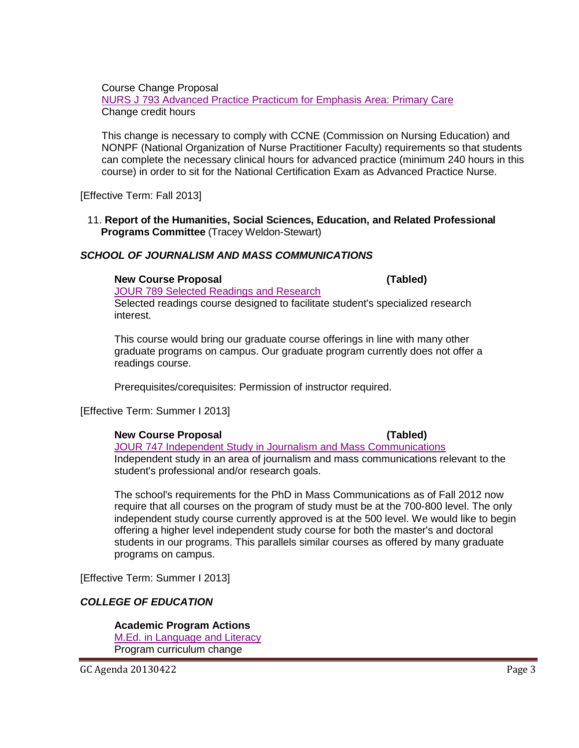Course Change Proposal
NURS J 793 Advanced Practice Practicum for Emphasis Area: Primary Care
Change credit hours

This change is necessary to comply with CCNE (Commission on Nursing Education) and NONPF (National Organization of Nurse Practitioner Faculty) requirements so that students can complete the necessary clinical hours for advanced practice (minimum 240 hours in this course) in order to sit for the National Certification Exam as Advanced Practice Nurse.

[Effective Term: Fall 2013]

11. **Report of the Humanities, Social Sciences, Education, and Related Professional Programs Committee** (Tracey Weldon-Stewart)

### *SCHOOL OF JOURNALISM AND MASS COMMUNICATIONS*

**New Course Proposal (Tabled)**
JOUR 789 Selected Readings and Research
Selected readings course designed to facilitate student's specialized research interest.

This course would bring our graduate course offerings in line with many other graduate programs on campus. Our graduate program currently does not offer a readings course.

Prerequisites/corequisites: Permission of instructor required.

[Effective Term: Summer I 2013]

**New Course Proposal (Tabled)**
JOUR 747 Independent Study in Journalism and Mass Communications
Independent study in an area of journalism and mass communications relevant to the student's professional and/or research goals.

The school's requirements for the PhD in Mass Communications as of Fall 2012 now require that all courses on the program of study must be at the 700-800 level. The only independent study course currently approved is at the 500 level. We would like to begin offering a higher level independent study course for both the master's and doctoral students in our programs. This parallels similar courses as offered by many graduate programs on campus.

[Effective Term: Summer I 2013]

### *COLLEGE OF EDUCATION*

**Academic Program Actions**
M.Ed. in Language and Literacy
Program curriculum change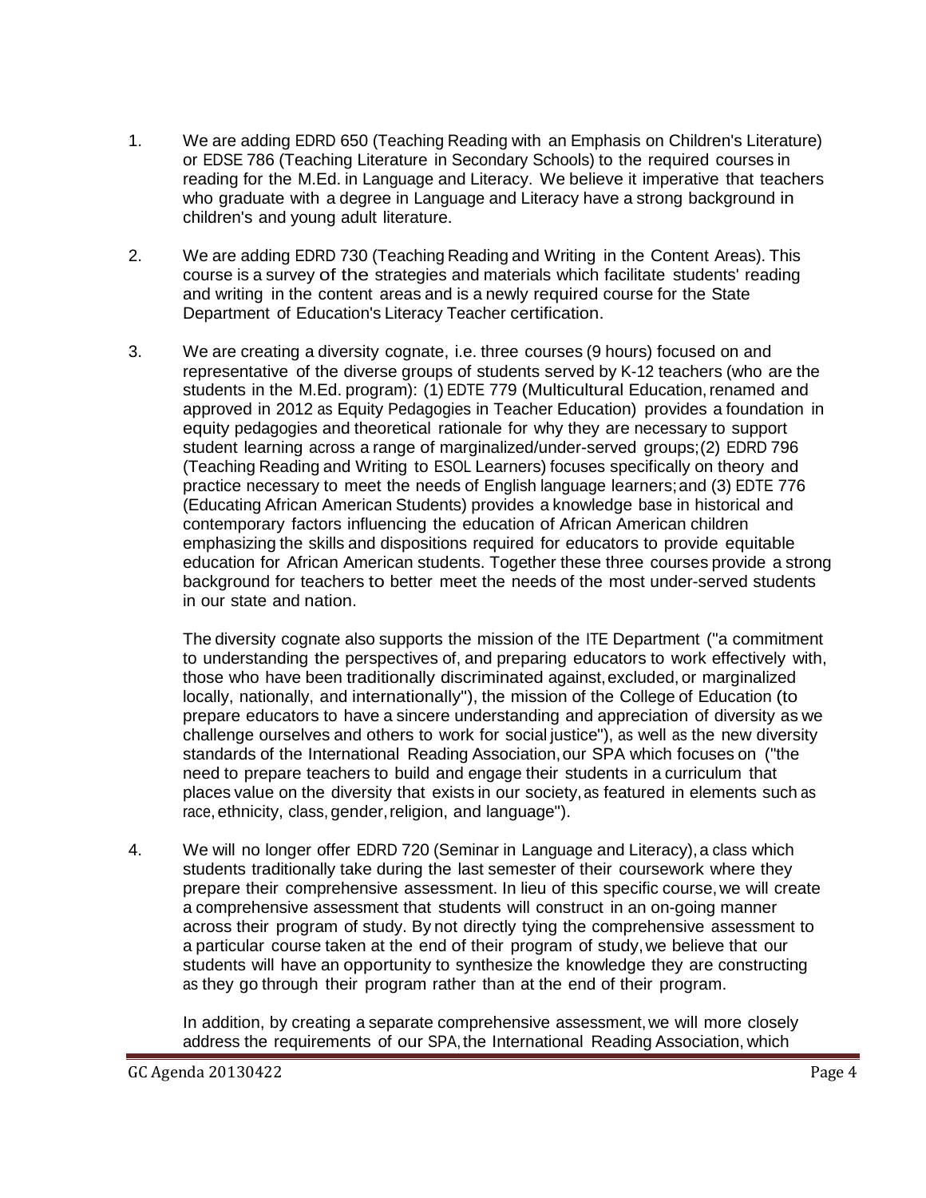1. We are adding EDRD 650 (Teaching Reading with an Emphasis on Children's Literature) or EDSE 786 (Teaching Literature in Secondary Schools) to the required courses in reading for the M.Ed. in Language and Literacy. We believe it imperative that teachers who graduate with a degree in Language and Literacy have a strong background in children's and young adult literature.

2. We are adding EDRD 730 (Teaching Reading and Writing in the Content Areas). This course is a survey of the strategies and materials which facilitate students' reading and writing in the content areas and is a newly required course for the State Department of Education's Literacy Teacher certification.

3. We are creating a diversity cognate, i.e. three courses (9 hours) focused on and representative of the diverse groups of students served by K-12 teachers (who are the students in the M.Ed. program): (1) EDTE 779 (Multicultural Education, renamed and approved in 2012 as Equity Pedagogies in Teacher Education) provides a foundation in equity pedagogies and theoretical rationale for why they are necessary to support student learning across a range of marginalized/under-served groups; (2) EDRD 796 (Teaching Reading and Writing to ESOL Learners) focuses specifically on theory and practice necessary to meet the needs of English language learners; and (3) EDTE 776 (Educating African American Students) provides a knowledge base in historical and contemporary factors influencing the education of African American children emphasizing the skills and dispositions required for educators to provide equitable education for African American students. Together these three courses provide a strong background for teachers to better meet the needs of the most under-served students in our state and nation.

   The diversity cognate also supports the mission of the ITE Department ("a commitment to understanding the perspectives of, and preparing educators to work effectively with, those who have been traditionally discriminated against, excluded, or marginalized locally, nationally, and internationally"), the mission of the College of Education (to prepare educators to have a sincere understanding and appreciation of diversity as we challenge ourselves and others to work for social justice"), as well as the new diversity standards of the International Reading Association, our SPA which focuses on ("the need to prepare teachers to build and engage their students in a curriculum that places value on the diversity that exists in our society, as featured in elements such as race, ethnicity, class, gender, religion, and language").

4. We will no longer offer EDRD 720 (Seminar in Language and Literacy), a class which students traditionally take during the last semester of their coursework where they prepare their comprehensive assessment. In lieu of this specific course, we will create a comprehensive assessment that students will construct in an on-going manner across their program of study. By not directly tying the comprehensive assessment to a particular course taken at the end of their program of study, we believe that our students will have an opportunity to synthesize the knowledge they are constructing as they go through their program rather than at the end of their program.

   In addition, by creating a separate comprehensive assessment, we will more closely address the requirements of our SPA, the International Reading Association, which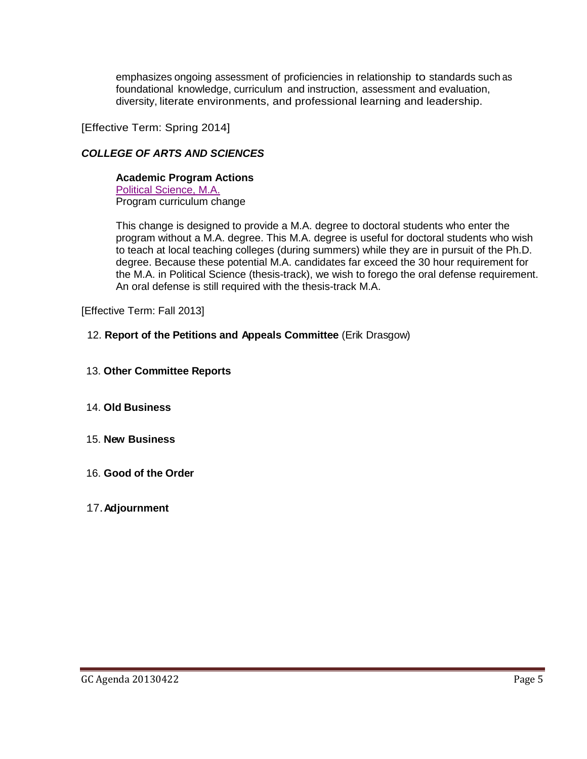emphasizes ongoing assessment of proficiencies in relationship to standards such as foundational knowledge, curriculum and instruction, assessment and evaluation, diversity, literate environments, and professional learning and leadership.

[Effective Term: Spring 2014]

### *COLLEGE OF ARTS AND SCIENCES*

**Academic Program Actions**
Political Science, M.A.
Program curriculum change

This change is designed to provide a M.A. degree to doctoral students who enter the program without a M.A. degree. This M.A. degree is useful for doctoral students who wish to teach at local teaching colleges (during summers) while they are in pursuit of the Ph.D. degree. Because these potential M.A. candidates far exceed the 30 hour requirement for the M.A. in Political Science (thesis-track), we wish to forego the oral defense requirement. An oral defense is still required with the thesis-track M.A.

[Effective Term: Fall 2013]

12. **Report of the Petitions and Appeals Committee** (Erik Drasgow)

13. **Other Committee Reports**

14. **Old Business**

15. **New Business**

16. **Good of the Order**

17. **Adjournment**